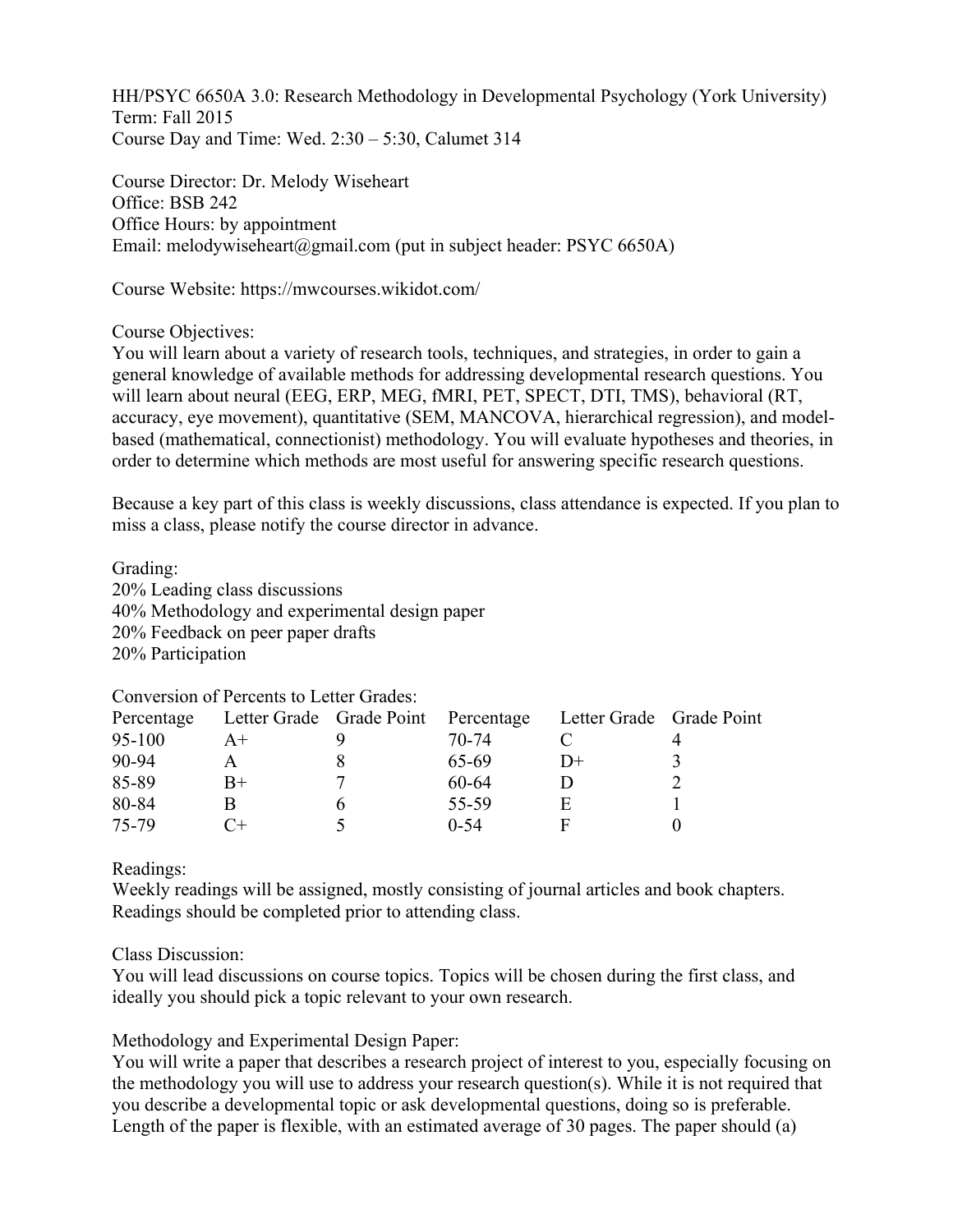HH/PSYC 6650A 3.0: Research Methodology in Developmental Psychology (York University)
Term: Fall 2015
Course Day and Time: Wed. 2:30 – 5:30, Calumet 314

Course Director: Dr. Melody Wiseheart
Office: BSB 242
Office Hours: by appointment
Email: melodywiseheart@gmail.com (put in subject header: PSYC 6650A)

Course Website: https://mwcourses.wikidot.com/

Course Objectives:
You will learn about a variety of research tools, techniques, and strategies, in order to gain a general knowledge of available methods for addressing developmental research questions. You will learn about neural (EEG, ERP, MEG, fMRI, PET, SPECT, DTI, TMS), behavioral (RT, accuracy, eye movement), quantitative (SEM, MANCOVA, hierarchical regression), and model-based (mathematical, connectionist) methodology. You will evaluate hypotheses and theories, in order to determine which methods are most useful for answering specific research questions.

Because a key part of this class is weekly discussions, class attendance is expected. If you plan to miss a class, please notify the course director in advance.

Grading:
20% Leading class discussions
40% Methodology and experimental design paper
20% Feedback on peer paper drafts
20% Participation

Conversion of Percents to Letter Grades:

| Percentage | Letter Grade | Grade Point | Percentage | Letter Grade | Grade Point |
|---|---|---|---|---|---|
| 95-100 | A+ | 9 | 70-74 | C | 4 |
| 90-94 | A | 8 | 65-69 | D+ | 3 |
| 85-89 | B+ | 7 | 60-64 | D | 2 |
| 80-84 | B | 6 | 55-59 | E | 1 |
| 75-79 | C+ | 5 | 0-54 | F | 0 |

Readings:
Weekly readings will be assigned, mostly consisting of journal articles and book chapters. Readings should be completed prior to attending class.

Class Discussion:
You will lead discussions on course topics. Topics will be chosen during the first class, and ideally you should pick a topic relevant to your own research.

Methodology and Experimental Design Paper:
You will write a paper that describes a research project of interest to you, especially focusing on the methodology you will use to address your research question(s). While it is not required that you describe a developmental topic or ask developmental questions, doing so is preferable. Length of the paper is flexible, with an estimated average of 30 pages. The paper should (a)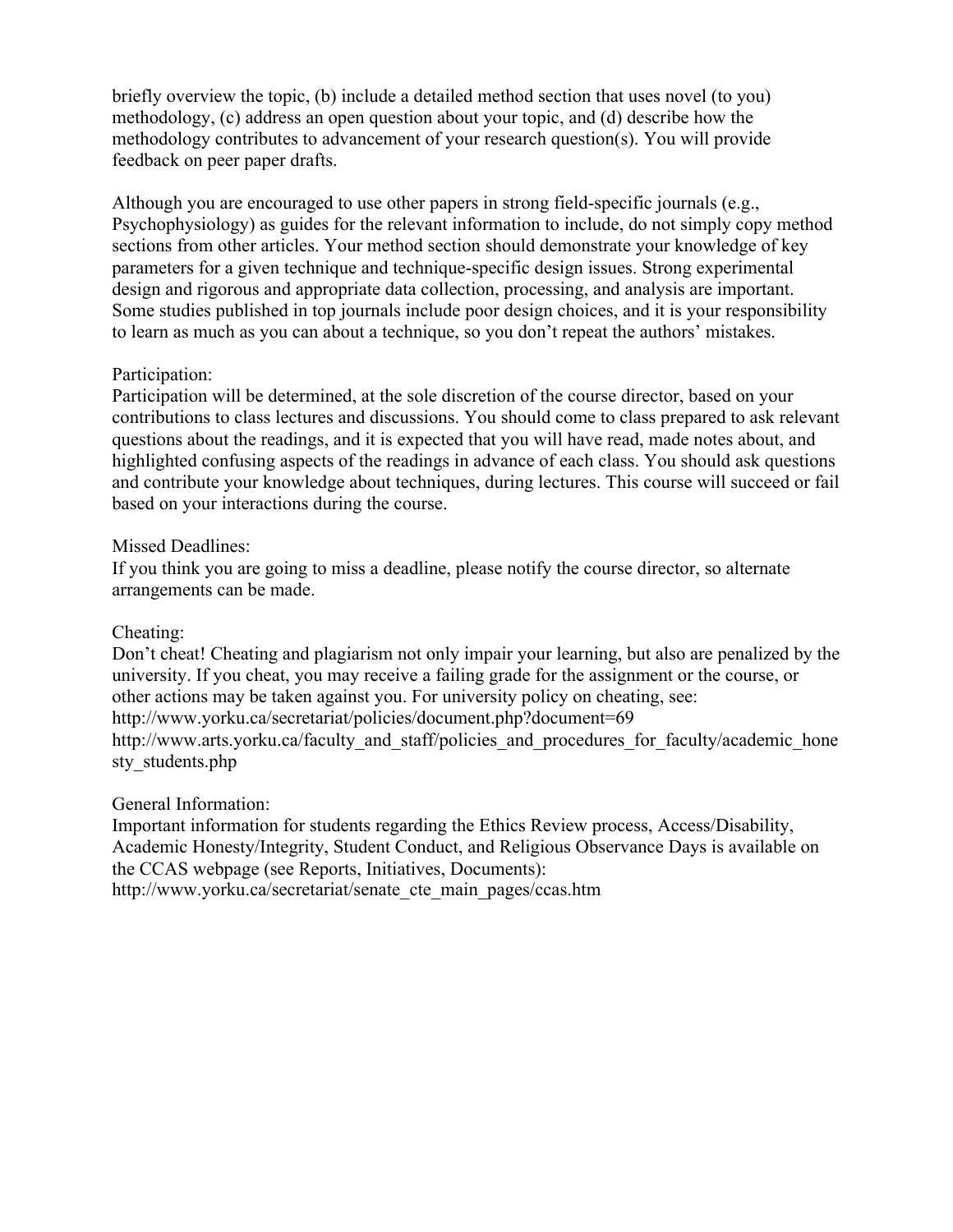briefly overview the topic, (b) include a detailed method section that uses novel (to you) methodology, (c) address an open question about your topic, and (d) describe how the methodology contributes to advancement of your research question(s). You will provide feedback on peer paper drafts.

Although you are encouraged to use other papers in strong field-specific journals (e.g., Psychophysiology) as guides for the relevant information to include, do not simply copy method sections from other articles. Your method section should demonstrate your knowledge of key parameters for a given technique and technique-specific design issues. Strong experimental design and rigorous and appropriate data collection, processing, and analysis are important. Some studies published in top journals include poor design choices, and it is your responsibility to learn as much as you can about a technique, so you don't repeat the authors' mistakes.

Participation:
Participation will be determined, at the sole discretion of the course director, based on your contributions to class lectures and discussions. You should come to class prepared to ask relevant questions about the readings, and it is expected that you will have read, made notes about, and highlighted confusing aspects of the readings in advance of each class. You should ask questions and contribute your knowledge about techniques, during lectures. This course will succeed or fail based on your interactions during the course.

Missed Deadlines:
If you think you are going to miss a deadline, please notify the course director, so alternate arrangements can be made.

Cheating:
Don't cheat! Cheating and plagiarism not only impair your learning, but also are penalized by the university. If you cheat, you may receive a failing grade for the assignment or the course, or other actions may be taken against you. For university policy on cheating, see:
http://www.yorku.ca/secretariat/policies/document.php?document=69
http://www.arts.yorku.ca/faculty_and_staff/policies_and_procedures_for_faculty/academic_honesty_students.php

General Information:
Important information for students regarding the Ethics Review process, Access/Disability, Academic Honesty/Integrity, Student Conduct, and Religious Observance Days is available on the CCAS webpage (see Reports, Initiatives, Documents):
http://www.yorku.ca/secretariat/senate_cte_main_pages/ccas.htm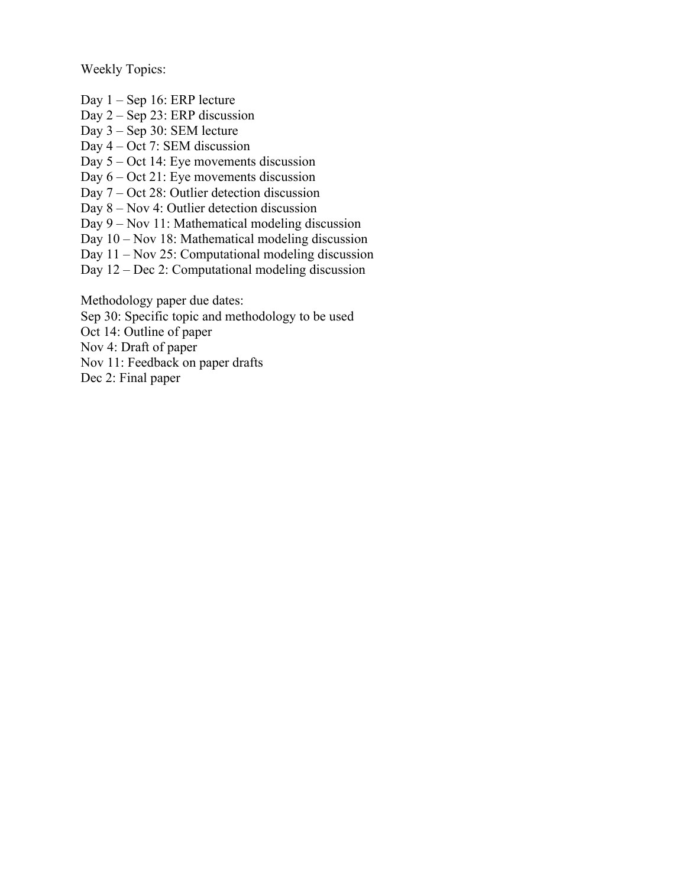Weekly Topics:

Day 1 – Sep 16: ERP lecture
Day 2 – Sep 23: ERP discussion
Day 3 – Sep 30: SEM lecture
Day 4 – Oct 7: SEM discussion
Day 5 – Oct 14: Eye movements discussion
Day 6 – Oct 21: Eye movements discussion
Day 7 – Oct 28: Outlier detection discussion
Day 8 – Nov 4: Outlier detection discussion
Day 9 – Nov 11: Mathematical modeling discussion
Day 10 – Nov 18: Mathematical modeling discussion
Day 11 – Nov 25: Computational modeling discussion
Day 12 – Dec 2: Computational modeling discussion

Methodology paper due dates:
Sep 30: Specific topic and methodology to be used
Oct 14: Outline of paper
Nov 4: Draft of paper
Nov 11: Feedback on paper drafts
Dec 2: Final paper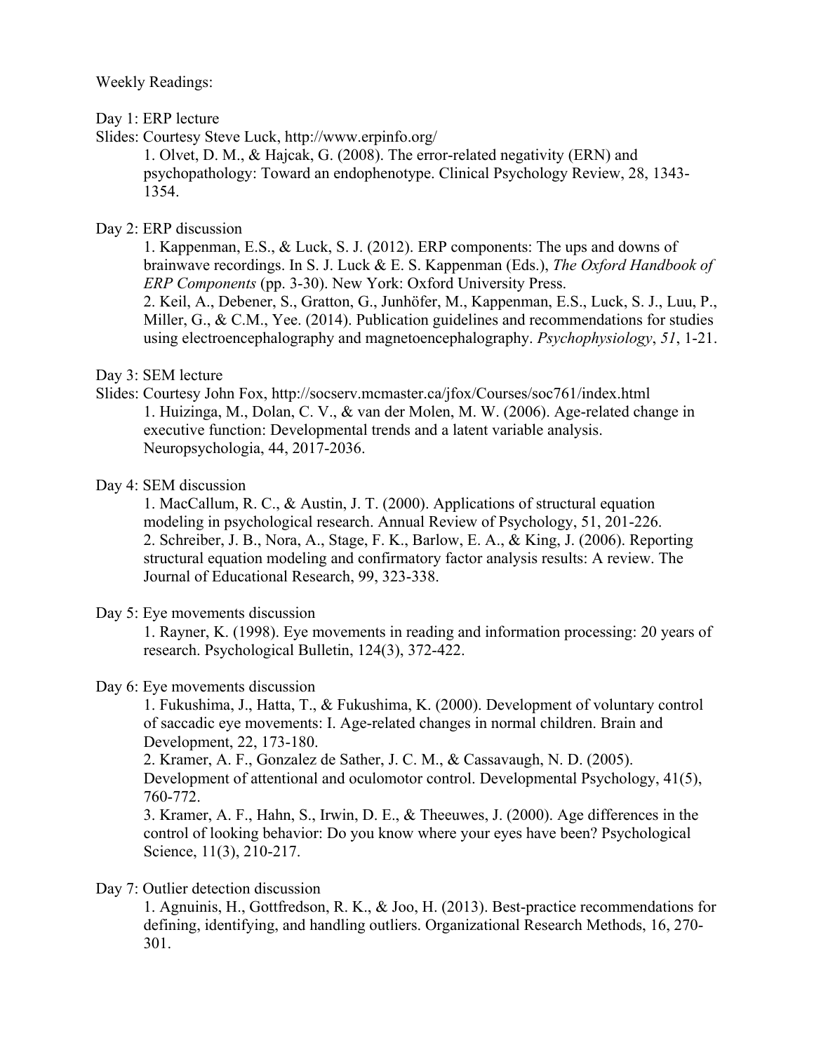Weekly Readings:

Day 1: ERP lecture

Slides: Courtesy Steve Luck, http://www.erpinfo.org/

1. Olvet, D. M., & Hajcak, G. (2008). The error-related negativity (ERN) and psychopathology: Toward an endophenotype. Clinical Psychology Review, 28, 1343-1354.

Day 2: ERP discussion

1. Kappenman, E.S., & Luck, S. J. (2012). ERP components: The ups and downs of brainwave recordings. In S. J. Luck & E. S. Kappenman (Eds.), *The Oxford Handbook of ERP Components* (pp. 3-30). New York: Oxford University Press.
2. Keil, A., Debener, S., Gratton, G., Junhöfer, M., Kappenman, E.S., Luck, S. J., Luu, P., Miller, G., & C.M., Yee. (2014). Publication guidelines and recommendations for studies using electroencephalography and magnetoencephalography. *Psychophysiology*, *51*, 1-21.

Day 3: SEM lecture

Slides: Courtesy John Fox, http://socserv.mcmaster.ca/jfox/Courses/soc761/index.html

1. Huizinga, M., Dolan, C. V., & van der Molen, M. W. (2006). Age-related change in executive function: Developmental trends and a latent variable analysis. Neuropsychologia, 44, 2017-2036.

Day 4: SEM discussion

1. MacCallum, R. C., & Austin, J. T. (2000). Applications of structural equation modeling in psychological research. Annual Review of Psychology, 51, 201-226.
2. Schreiber, J. B., Nora, A., Stage, F. K., Barlow, E. A., & King, J. (2006). Reporting structural equation modeling and confirmatory factor analysis results: A review. The Journal of Educational Research, 99, 323-338.

Day 5: Eye movements discussion

1. Rayner, K. (1998). Eye movements in reading and information processing: 20 years of research. Psychological Bulletin, 124(3), 372-422.

Day 6: Eye movements discussion

1. Fukushima, J., Hatta, T., & Fukushima, K. (2000). Development of voluntary control of saccadic eye movements: I. Age-related changes in normal children. Brain and Development, 22, 173-180.
2. Kramer, A. F., Gonzalez de Sather, J. C. M., & Cassavaugh, N. D. (2005). Development of attentional and oculomotor control. Developmental Psychology, 41(5), 760-772.
3. Kramer, A. F., Hahn, S., Irwin, D. E., & Theeuwes, J. (2000). Age differences in the control of looking behavior: Do you know where your eyes have been? Psychological Science, 11(3), 210-217.

Day 7: Outlier detection discussion

1. Agnuinis, H., Gottfredson, R. K., & Joo, H. (2013). Best-practice recommendations for defining, identifying, and handling outliers. Organizational Research Methods, 16, 270-301.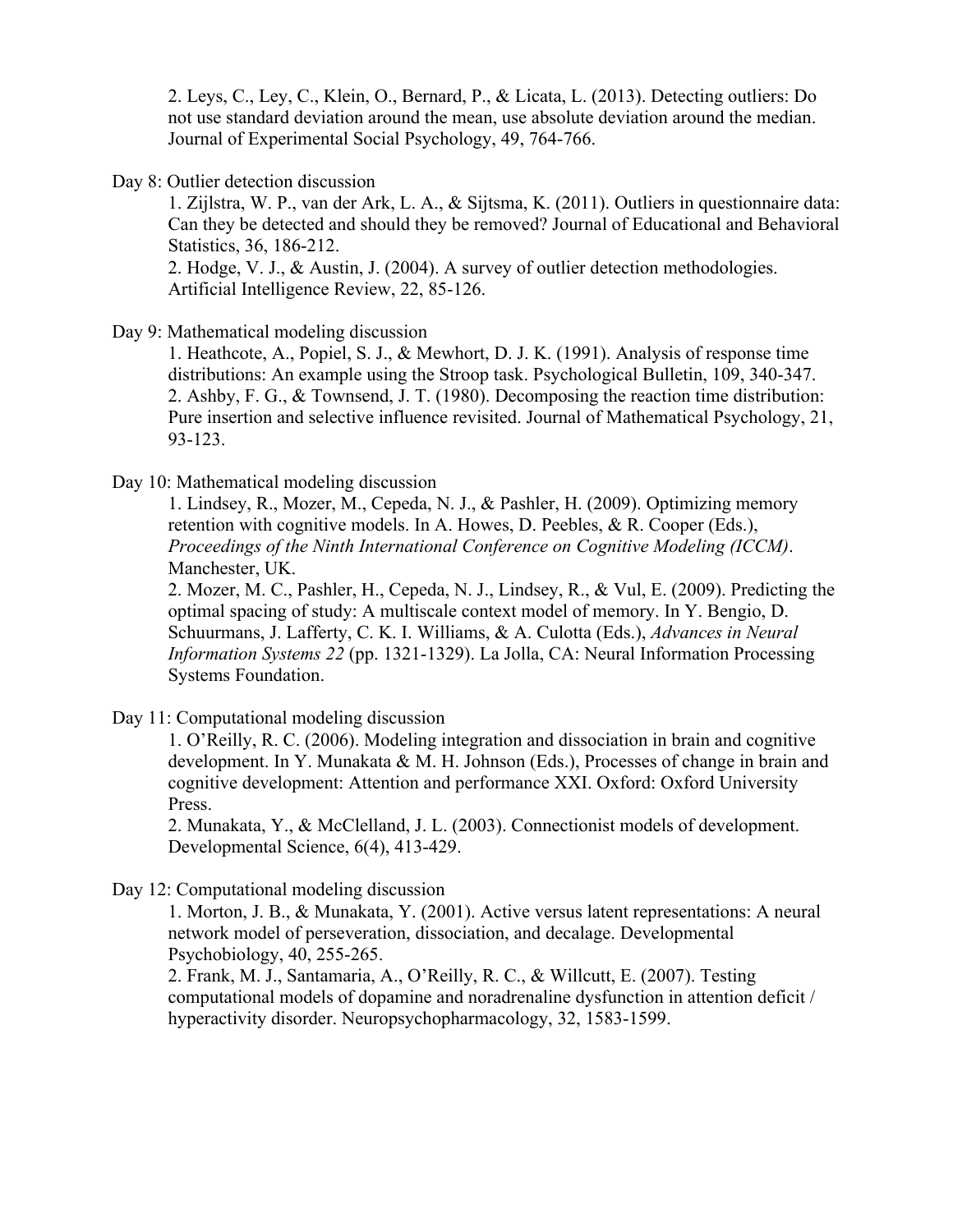2. Leys, C., Ley, C., Klein, O., Bernard, P., & Licata, L. (2013). Detecting outliers: Do not use standard deviation around the mean, use absolute deviation around the median. Journal of Experimental Social Psychology, 49, 764-766.

Day 8: Outlier detection discussion

1. Zijlstra, W. P., van der Ark, L. A., & Sijtsma, K. (2011). Outliers in questionnaire data: Can they be detected and should they be removed? Journal of Educational and Behavioral Statistics, 36, 186-212.
2. Hodge, V. J., & Austin, J. (2004). A survey of outlier detection methodologies. Artificial Intelligence Review, 22, 85-126.

Day 9: Mathematical modeling discussion

1. Heathcote, A., Popiel, S. J., & Mewhort, D. J. K. (1991). Analysis of response time distributions: An example using the Stroop task. Psychological Bulletin, 109, 340-347.
2. Ashby, F. G., & Townsend, J. T. (1980). Decomposing the reaction time distribution: Pure insertion and selective influence revisited. Journal of Mathematical Psychology, 21, 93-123.

Day 10: Mathematical modeling discussion

1. Lindsey, R., Mozer, M., Cepeda, N. J., & Pashler, H. (2009). Optimizing memory retention with cognitive models. In A. Howes, D. Peebles, & R. Cooper (Eds.), *Proceedings of the Ninth International Conference on Cognitive Modeling (ICCM)*. Manchester, UK.
2. Mozer, M. C., Pashler, H., Cepeda, N. J., Lindsey, R., & Vul, E. (2009). Predicting the optimal spacing of study: A multiscale context model of memory. In Y. Bengio, D. Schuurmans, J. Lafferty, C. K. I. Williams, & A. Culotta (Eds.), *Advances in Neural Information Systems 22* (pp. 1321-1329). La Jolla, CA: Neural Information Processing Systems Foundation.

Day 11: Computational modeling discussion

1. O'Reilly, R. C. (2006). Modeling integration and dissociation in brain and cognitive development. In Y. Munakata & M. H. Johnson (Eds.), Processes of change in brain and cognitive development: Attention and performance XXI. Oxford: Oxford University Press.
2. Munakata, Y., & McClelland, J. L. (2003). Connectionist models of development. Developmental Science, 6(4), 413-429.

Day 12: Computational modeling discussion

1. Morton, J. B., & Munakata, Y. (2001). Active versus latent representations: A neural network model of perseveration, dissociation, and decalage. Developmental Psychobiology, 40, 255-265.
2. Frank, M. J., Santamaria, A., O'Reilly, R. C., & Willcutt, E. (2007). Testing computational models of dopamine and noradrenaline dysfunction in attention deficit / hyperactivity disorder. Neuropsychopharmacology, 32, 1583-1599.